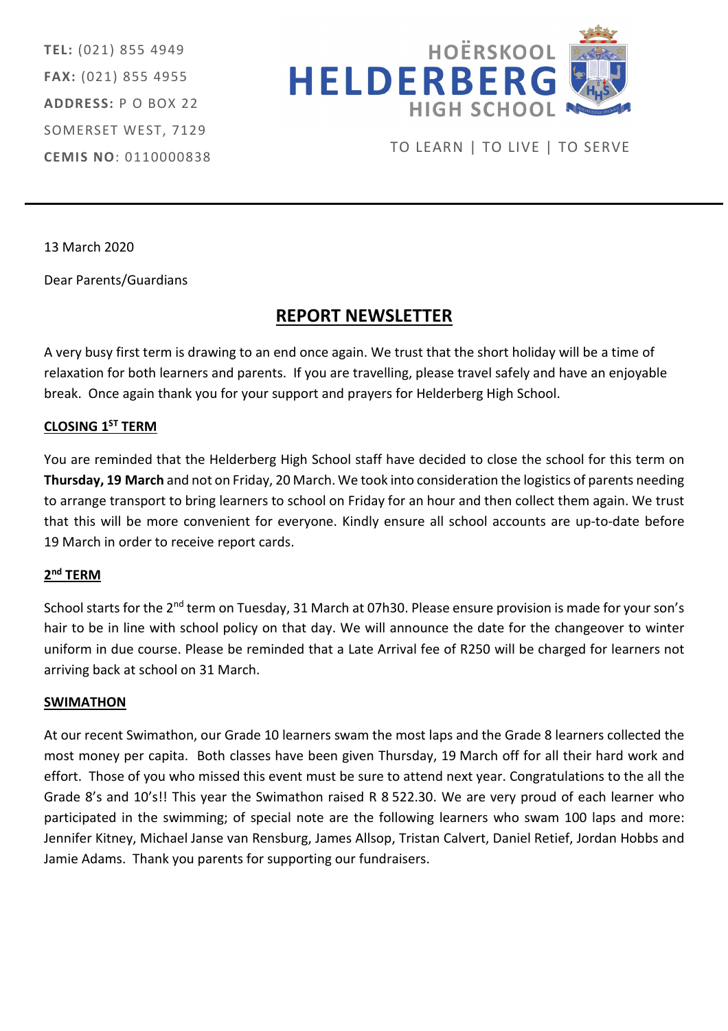**TEL:** (021) 855 4949
**FAX:** (021) 855 4955
**ADDRESS:** P O BOX 22
SOMERSET WEST, 7129
**CEMIS NO**: 0110000838

HOËRSKOOL
**HELDERBERG**
HIGH SCHOOL

TO LEARN | TO LIVE | TO SERVE

---

13 March 2020

Dear Parents/Guardians

## REPORT NEWSLETTER

A very busy first term is drawing to an end once again. We trust that the short holiday will be a time of relaxation for both learners and parents. If you are travelling, please travel safely and have an enjoyable break. Once again thank you for your support and prayers for Helderberg High School.

### CLOSING 1ST TERM

You are reminded that the Helderberg High School staff have decided to close the school for this term on **Thursday, 19 March** and not on Friday, 20 March. We took into consideration the logistics of parents needing to arrange transport to bring learners to school on Friday for an hour and then collect them again. We trust that this will be more convenient for everyone. Kindly ensure all school accounts are up-to-date before 19 March in order to receive report cards.

### 2nd TERM

School starts for the 2nd term on Tuesday, 31 March at 07h30. Please ensure provision is made for your son's hair to be in line with school policy on that day. We will announce the date for the changeover to winter uniform in due course. Please be reminded that a Late Arrival fee of R250 will be charged for learners not arriving back at school on 31 March.

### SWIMATHON

At our recent Swimathon, our Grade 10 learners swam the most laps and the Grade 8 learners collected the most money per capita. Both classes have been given Thursday, 19 March off for all their hard work and effort. Those of you who missed this event must be sure to attend next year. Congratulations to the all the Grade 8's and 10's!! This year the Swimathon raised R 8 522.30. We are very proud of each learner who participated in the swimming; of special note are the following learners who swam 100 laps and more: Jennifer Kitney, Michael Janse van Rensburg, James Allsop, Tristan Calvert, Daniel Retief, Jordan Hobbs and Jamie Adams. Thank you parents for supporting our fundraisers.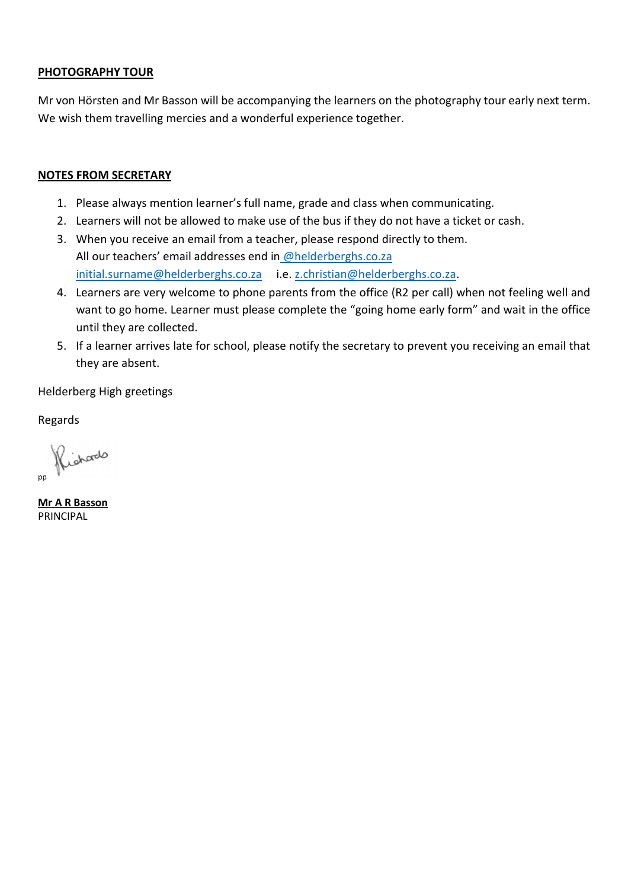**PHOTOGRAPHY TOUR**

Mr von Hörsten and Mr Basson will be accompanying the learners on the photography tour early next term. We wish them travelling mercies and a wonderful experience together.

**NOTES FROM SECRETARY**

1. Please always mention learner's full name, grade and class when communicating.
2. Learners will not be allowed to make use of the bus if they do not have a ticket or cash.
3. When you receive an email from a teacher, please respond directly to them.
   All our teachers' email addresses end in @helderberghs.co.za
   initial.surname@helderberghs.co.za i.e. z.christian@helderberghs.co.za.
4. Learners are very welcome to phone parents from the office (R2 per call) when not feeling well and want to go home. Learner must please complete the "going home early form" and wait in the office until they are collected.
5. If a learner arrives late for school, please notify the secretary to prevent you receiving an email that they are absent.

Helderberg High greetings

Regards

pp

**Mr A R Basson**
PRINCIPAL